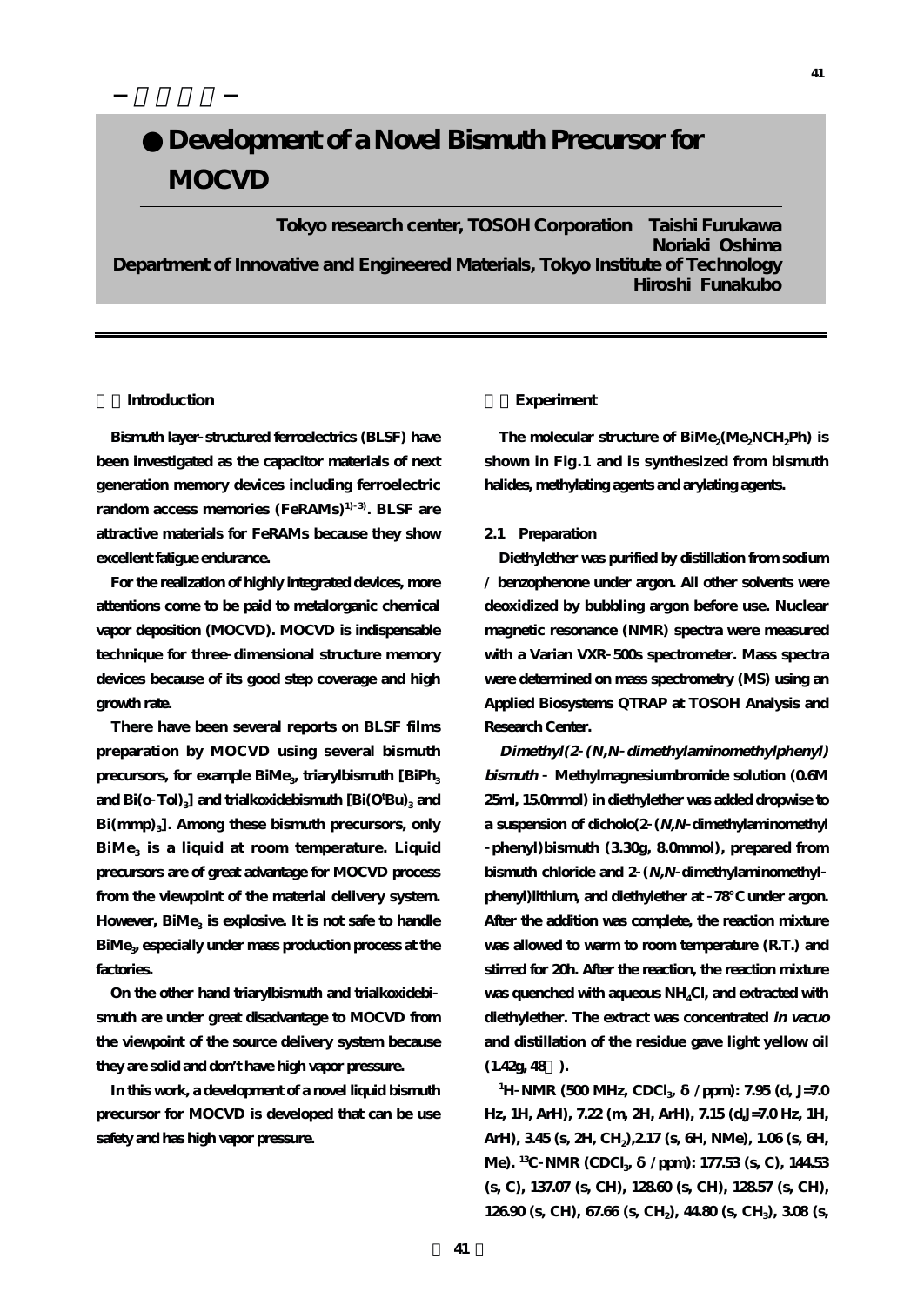－ 研究報告 －

# ● Development of a Novel Bismuth Precursor for MOCVD

**Tokyo research center, TOSOH Corporation　Taishi Furukawa**
**Noriaki Oshima**
**Department of Innovative and Engineered Materials, Tokyo Institute of Technology**
**Hiroshi Funakubo**

## １．Introduction

Bismuth layer-structured ferroelectrics (BLSF) have been investigated as the capacitor materials of next generation memory devices including ferroelectric random access memories (FeRAMs)[1)-3)]. BLSF are attractive materials for FeRAMs because they show excellent fatigue endurance.

For the realization of highly integrated devices, more attentions come to be paid to metalorganic chemical vapor deposition (MOCVD). MOCVD is indispensable technique for three-dimensional structure memory devices because of its good step coverage and high growth rate.

There have been several reports on BLSF films preparation by MOCVD using several bismuth precursors, for example $BiMe_3$, triarylbismuth [$BiPh_3$ and $Bi(o\text{-}Tol)_3$] and trialkoxidebismuth [$Bi(O^tBu)_3$ and $Bi(mmp)_3$]. Among these bismuth precursors, only $BiMe_3$ is a liquid at room temperature. Liquid precursors are of great advantage for MOCVD process from the viewpoint of the material delivery system. However, $BiMe_3$ is explosive. It is not safe to handle $BiMe_3$, especially under mass production process at the factories.

On the other hand triarylbismuth and trialkoxidebismuth are under great disadvantage to MOCVD from the viewpoint of the source delivery system because they are solid and don't have high vapor pressure.

In this work, a development of a novel liquid bismuth precursor for MOCVD is developed that can be use safety and has high vapor pressure.

## ２．Experiment

The molecular structure of $BiMe_2(Me_2NCH_2Ph)$ is shown in Fig.1 and is synthesized from bismuth halides, methylating agents and arylating agents.

### 2.1　Preparation

Diethylether was purified by distillation from sodium / benzophenone under argon. All other solvents were deoxidized by bubbling argon before use. Nuclear magnetic resonance (NMR) spectra were measured with a Varian VXR-500s spectrometer. Mass spectra were determined on mass spectrometry (MS) using an Applied Biosystems QTRAP at TOSOH Analysis and Research Center.

***Dimethyl(2-(N,N-dimethylaminomethylphenyl) bismuth*** - Methylmagnesiumbromide solution (0.6M 25ml, 15.0mmol) in diethylether was added dropwise to a suspension of dicholo(2-(*N,N*-dimethylaminomethyl-phenyl)bismuth (3.30g, 8.0mmol), prepared from bismuth chloride and 2-(*N,N*-dimethylaminomethyl-phenyl)lithium, and diethylether at -78°C under argon. After the addition was complete, the reaction mixture was allowed to warm to room temperature (R.T.) and stirred for 20h. After the reaction, the reaction mixture was quenched with aqueous $NH_4Cl$, and extracted with diethylether. The extract was concentrated *in vacuo* and distillation of the residue gave light yellow oil (1.42g, 48％).

$^1H$-NMR (500 MHz, $CDCl_3$, $\delta$ /ppm): 7.95 (d, J=7.0 Hz, 1H, ArH), 7.22 (m, 2H, ArH), 7.15 (d,J=7.0 Hz, 1H, ArH), 3.45 (s, 2H, $CH_2$),2.17 (s, 6H, NMe), 1.06 (s, 6H, Me). $^{13}C$-NMR ($CDCl_3$, $\delta$ /ppm): 177.53 (s, C), 144.53 (s, C), 137.07 (s, CH), 128.60 (s, CH), 128.57 (s, CH), 126.90 (s, CH), 67.66 (s, $CH_2$), 44.80 (s, $CH_3$), 3.08 (s,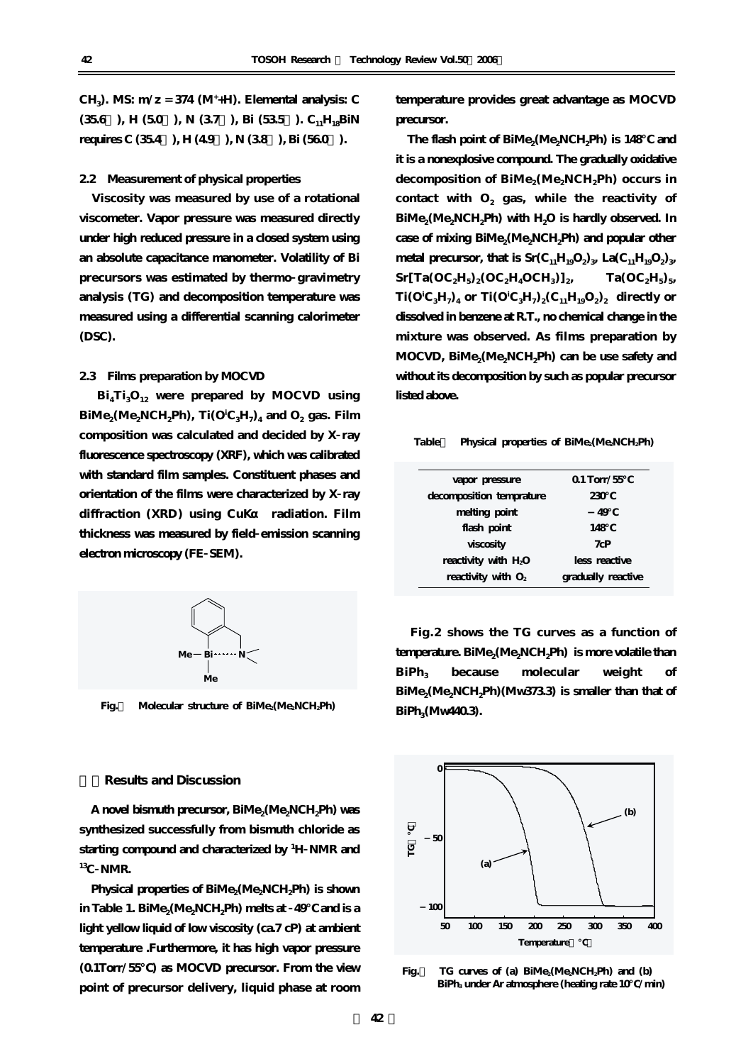$CH_3$). MS: m/z = 374 ($M^+$+H). Elemental analysis: C (35.6 ), H (5.0 ), N (3.7 ), Bi (53.5 ). $C_{11}H_{18}BiN$ requires C (35.4 ), H (4.9 ), N (3.8 ), Bi (56.0 ).

### 2.2 Measurement of physical properties

Viscosity was measured by use of a rotational viscometer. Vapor pressure was measured directly under high reduced pressure in a closed system using an absolute capacitance manometer. Volatility of Bi precursors was estimated by thermo-gravimetry analysis (TG) and decomposition temperature was measured using a differential scanning calorimeter (DSC).

### 2.3 Films preparation by MOCVD

$Bi_4Ti_3O_{12}$ were prepared by MOCVD using $BiMe_2(Me_2NCH_2Ph)$, $Ti(O^iC_3H_7)_4$ and $O_2$ gas. Film composition was calculated and decided by X-ray fluorescence spectroscopy (XRF), which was calibrated with standard film samples. Constituent phases and orientation of the films were characterized by X-ray diffraction (XRD) using CuKα radiation. Film thickness was measured by field-emission scanning electron microscopy (FE-SEM).

Fig. Molecular structure of $BiMe_2(Me_2NCH_2Ph)$

## Results and Discussion

A novel bismuth precursor, $BiMe_2(Me_2NCH_2Ph)$ was synthesized successfully from bismuth chloride as starting compound and characterized by $^1$H-NMR and $^{13}$C-NMR.

Physical properties of $BiMe_2(Me_2NCH_2Ph)$ is shown in Table 1. $BiMe_2(Me_2NCH_2Ph)$ melts at -49°C and is a light yellow liquid of low viscosity (ca.7 cP) at ambient temperature .Furthermore, it has high vapor pressure (0.1Torr/55°C) as MOCVD precursor. From the view point of precursor delivery, liquid phase at room temperature provides great advantage as MOCVD precursor.

The flash point of $BiMe_2(Me_2NCH_2Ph)$ is 148°C and it is a nonexplosive compound. The gradually oxidative decomposition of $BiMe_2(Me_2NCH_2Ph)$ occurs in contact with $O_2$ gas, while the reactivity of $BiMe_2(Me_2NCH_2Ph)$ with $H_2O$ is hardly observed. In case of mixing $BiMe_2(Me_2NCH_2Ph)$ and popular other metal precursor, that is $Sr(C_{11}H_{19}O_2)_3$, $La(C_{11}H_{19}O_2)_3$, $Sr[Ta(OC_2H_5)_2(OC_2H_4OCH_3)]_2$, $Ta(OC_2H_5)_5$, $Ti(O^iC_3H_7)_4$ or $Ti(O^iC_3H_7)_2(C_{11}H_{19}O_2)_2$ directly or dissolved in benzene at R.T., no chemical change in the mixture was observed. As films preparation by MOCVD, $BiMe_2(Me_2NCH_2Ph)$ can be use safety and without its decomposition by such as popular precursor listed above.

Table Physical properties of $BiMe_2(Me_2NCH_2Ph)$

| | |
|---|---|
| vapor pressure | 0.1 Torr/55°C |
| decomposition temprature | 230°C |
| melting point | −49°C |
| flash point | 148°C |
| viscosity | 7cP |
| reactivity with $H_2O$ | less reactive |
| reactivity with $O_2$ | gradually reactive |

Fig.2 shows the TG curves as a function of temperature. $BiMe_2(Me_2NCH_2Ph)$ is more volatile than $BiPh_3$ because molecular weight of $BiMe_2(Me_2NCH_2Ph)$(Mw373.3) is smaller than that of $BiPh_3$(Mw440.3).

Fig. TG curves of (a) $BiMe_2(Me_2NCH_2Ph)$ and (b) $BiPh_3$ under Ar atmosphere (heating rate 10°C/min)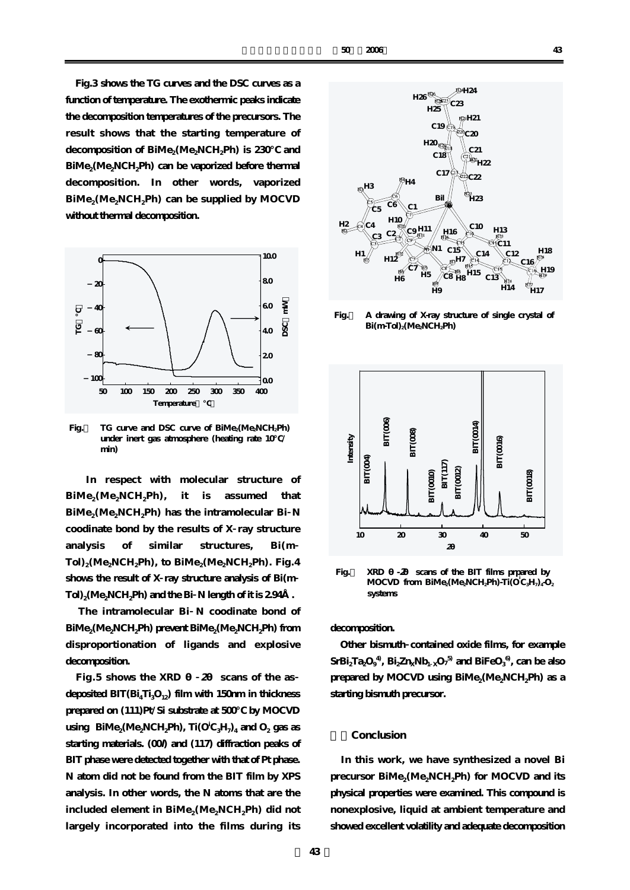Fig.3 shows the TG curves and the DSC curves as a function of temperature. The exothermic peaks indicate the decomposition temperatures of the precursors. The result shows that the starting temperature of decomposition of $BiMe_2(Me_2NCH_2Ph)$ is 230°C and $BiMe_2(Me_2NCH_2Ph)$ can be vaporized before thermal decomposition. In other words, vaporized $BiMe_2(Me_2NCH_2Ph)$ can be supplied by MOCVD without thermal decomposition.

Fig.　TG curve and DSC curve of $BiMe_2(Me_2NCH_2Ph)$ under inert gas atmosphere (heating rate 10°C/min)

In respect with molecular structure of $BiMe_2(Me_2NCH_2Ph)$, it is assumed that $BiMe_2(Me_2NCH_2Ph)$ has the intramolecular Bi-N coodinate bond by the results of X-ray structure analysis of similar structures, $Bi(m\text{-}Tol)_2(Me_2NCH_2Ph)$, to $BiMe_2(Me_2NCH_2Ph)$. Fig.4 shows the result of X-ray structure analysis of $Bi(m\text{-}Tol)_2(Me_2NCH_2Ph)$ and the Bi-N length of it is 2.94Å.

The intramolecular Bi-N coodinate bond of $BiMe_2(Me_2NCH_2Ph)$ prevent $BiMe_2(Me_2NCH_2Ph)$ from disproportionation of ligands and explosive decomposition.

Fig.5 shows the XRD θ-2θ scans of the as-deposited BIT($Bi_4Ti_3O_{12}$) film with 150nm in thickness prepared on (111)Pt/Si substrate at 500°C by MOCVD using $BiMe_2(Me_2NCH_2Ph)$, $Ti(O^iC_3H_7)_4$ and $O_2$ gas as starting materials. (00*l*) and (117) diffraction peaks of BIT phase were detected together with that of Pt phase. N atom did not be found from the BIT film by XPS analysis. In other words, the N atoms that are the included element in $BiMe_2(Me_2NCH_2Ph)$ did not largely incorporated into the films during its decomposition.

Fig.　A drawing of X-ray structure of single crystal of $Bi(m\text{-}Tol)_2(Me_2NCH_2Ph)$

Fig.　XRD θ-2θ scans of the BIT films prpared by MOCVD from $BiMe_2(Me_2NCH_2Ph)$-$Ti(O^iC_3H_7)_4$-$O_2$ systems

Other bismuth-contained oxide films, for example $SrBi_2Ta_2O_9$[4], $Bi_2Zn_xNb_{1\text{-}x}O_7$[5] and $BiFeO_3$[6], can be also prepared by MOCVD using $BiMe_2(Me_2NCH_2Ph)$ as a starting bismuth precursor.

## Conclusion

In this work, we have synthesized a novel Bi precursor $BiMe_2(Me_2NCH_2Ph)$ for MOCVD and its physical properties were examined. This compound is nonexplosive, liquid at ambient temperature and showed excellent volatility and adequate decomposition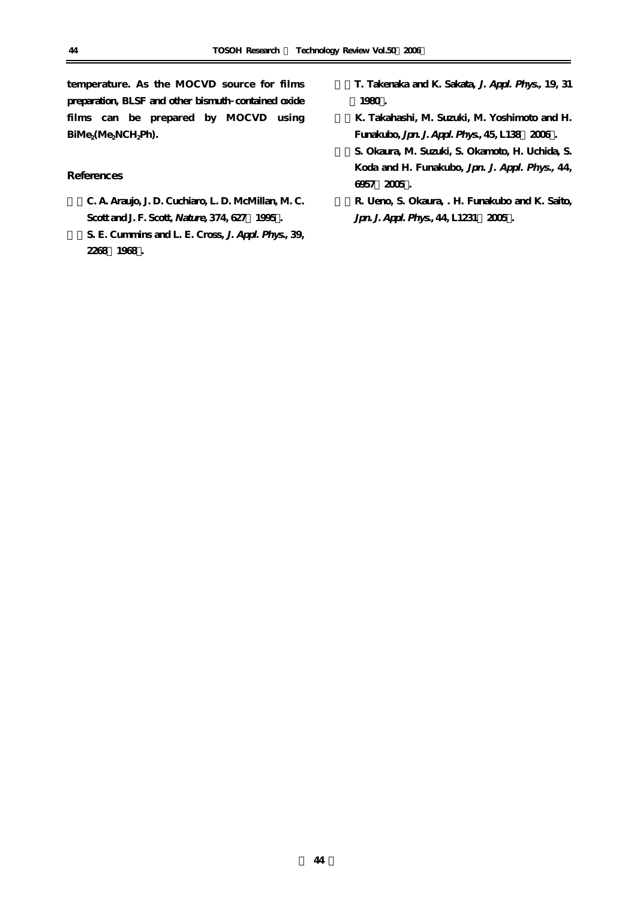temperature. As the MOCVD source for films preparation, BLSF and other bismuth-contained oxide films can be prepared by MOCVD using $BiMe_2(Me_2NCH_2Ph)$.

## References

1. C. A. Araujo, J. D. Cuchiaro, L. D. McMillan, M. C. Scott and J. F. Scott, *Nature*, 374, 627 (1995).
2. S. E. Cummins and L. E. Cross, *J. Appl. Phys.*, 39, 2268 (1968).
3. T. Takenaka and K. Sakata, *J. Appl. Phys.*, 19, 31 (1980).
4. K. Takahashi, M. Suzuki, M. Yoshimoto and H. Funakubo, *Jpn. J. Appl. Phys.*, 45, L138 (2006).
5. S. Okaura, M. Suzuki, S. Okamoto, H. Uchida, S. Koda and H. Funakubo, *Jpn. J. Appl. Phys.*, 44, 6957 (2005).
6. R. Ueno, S. Okaura, . H. Funakubo and K. Saito, *Jpn. J. Appl. Phys.*, 44, L1231 (2005).